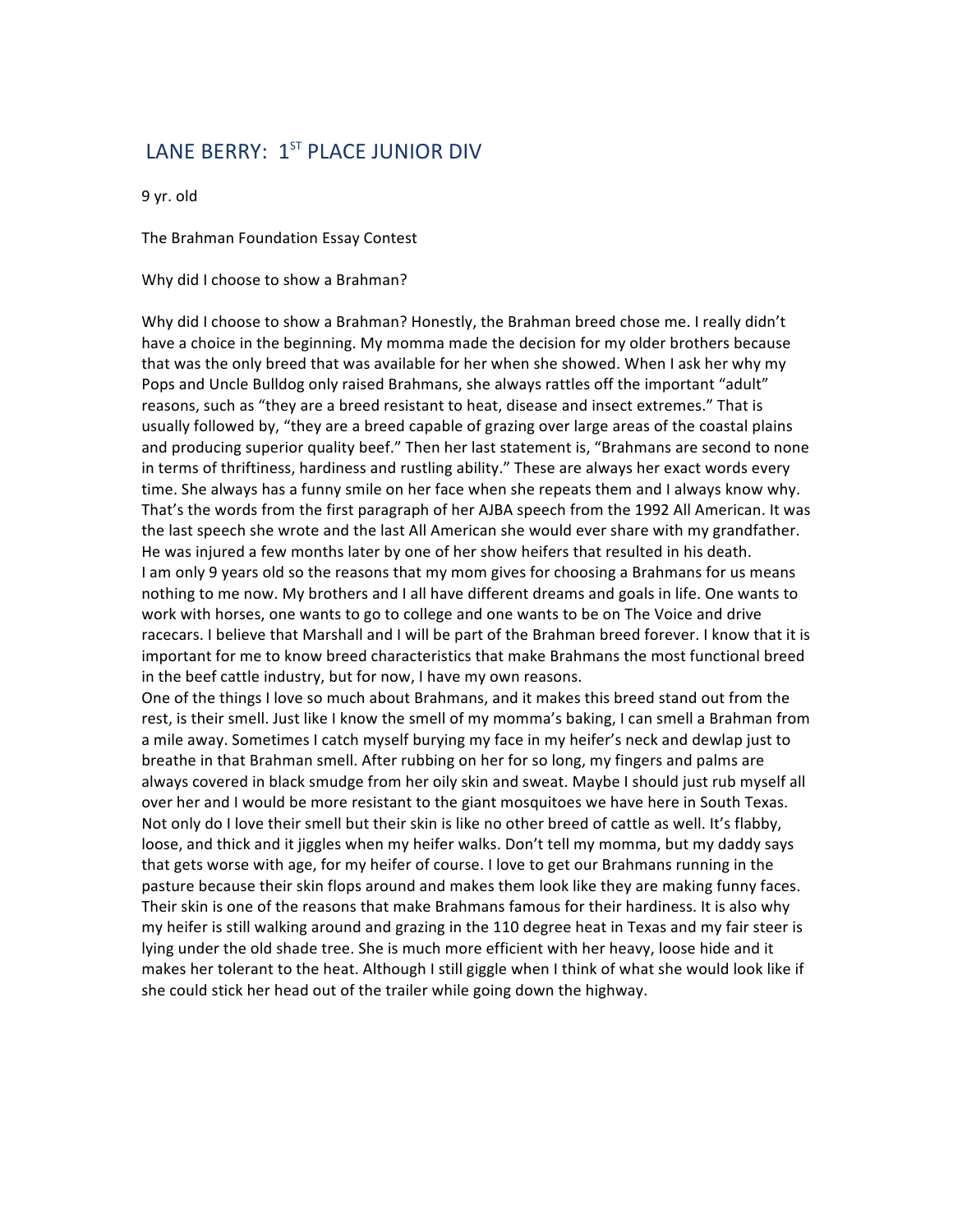# LANE BERRY: 1ST PLACE JUNIOR DIV

9 yr. old

The Brahman Foundation Essay Contest

Why did I choose to show a Brahman?

Why did I choose to show a Brahman? Honestly, the Brahman breed chose me. I really didn't have a choice in the beginning. My momma made the decision for my older brothers because that was the only breed that was available for her when she showed. When I ask her why my Pops and Uncle Bulldog only raised Brahmans, she always rattles off the important "adult" reasons, such as "they are a breed resistant to heat, disease and insect extremes." That is usually followed by, "they are a breed capable of grazing over large areas of the coastal plains and producing superior quality beef." Then her last statement is, "Brahmans are second to none in terms of thriftiness, hardiness and rustling ability." These are always her exact words every time. She always has a funny smile on her face when she repeats them and I always know why. That's the words from the first paragraph of her AJBA speech from the 1992 All American. It was the last speech she wrote and the last All American she would ever share with my grandfather. He was injured a few months later by one of her show heifers that resulted in his death.

I am only 9 years old so the reasons that my mom gives for choosing a Brahmans for us means nothing to me now. My brothers and I all have different dreams and goals in life. One wants to work with horses, one wants to go to college and one wants to be on The Voice and drive racecars. I believe that Marshall and I will be part of the Brahman breed forever. I know that it is important for me to know breed characteristics that make Brahmans the most functional breed in the beef cattle industry, but for now, I have my own reasons.

One of the things I love so much about Brahmans, and it makes this breed stand out from the rest, is their smell. Just like I know the smell of my momma's baking, I can smell a Brahman from a mile away. Sometimes I catch myself burying my face in my heifer's neck and dewlap just to breathe in that Brahman smell. After rubbing on her for so long, my fingers and palms are always covered in black smudge from her oily skin and sweat. Maybe I should just rub myself all over her and I would be more resistant to the giant mosquitoes we have here in South Texas. Not only do I love their smell but their skin is like no other breed of cattle as well. It's flabby, loose, and thick and it jiggles when my heifer walks. Don't tell my momma, but my daddy says that gets worse with age, for my heifer of course. I love to get our Brahmans running in the pasture because their skin flops around and makes them look like they are making funny faces. Their skin is one of the reasons that make Brahmans famous for their hardiness. It is also why my heifer is still walking around and grazing in the 110 degree heat in Texas and my fair steer is lying under the old shade tree. She is much more efficient with her heavy, loose hide and it makes her tolerant to the heat. Although I still giggle when I think of what she would look like if she could stick her head out of the trailer while going down the highway.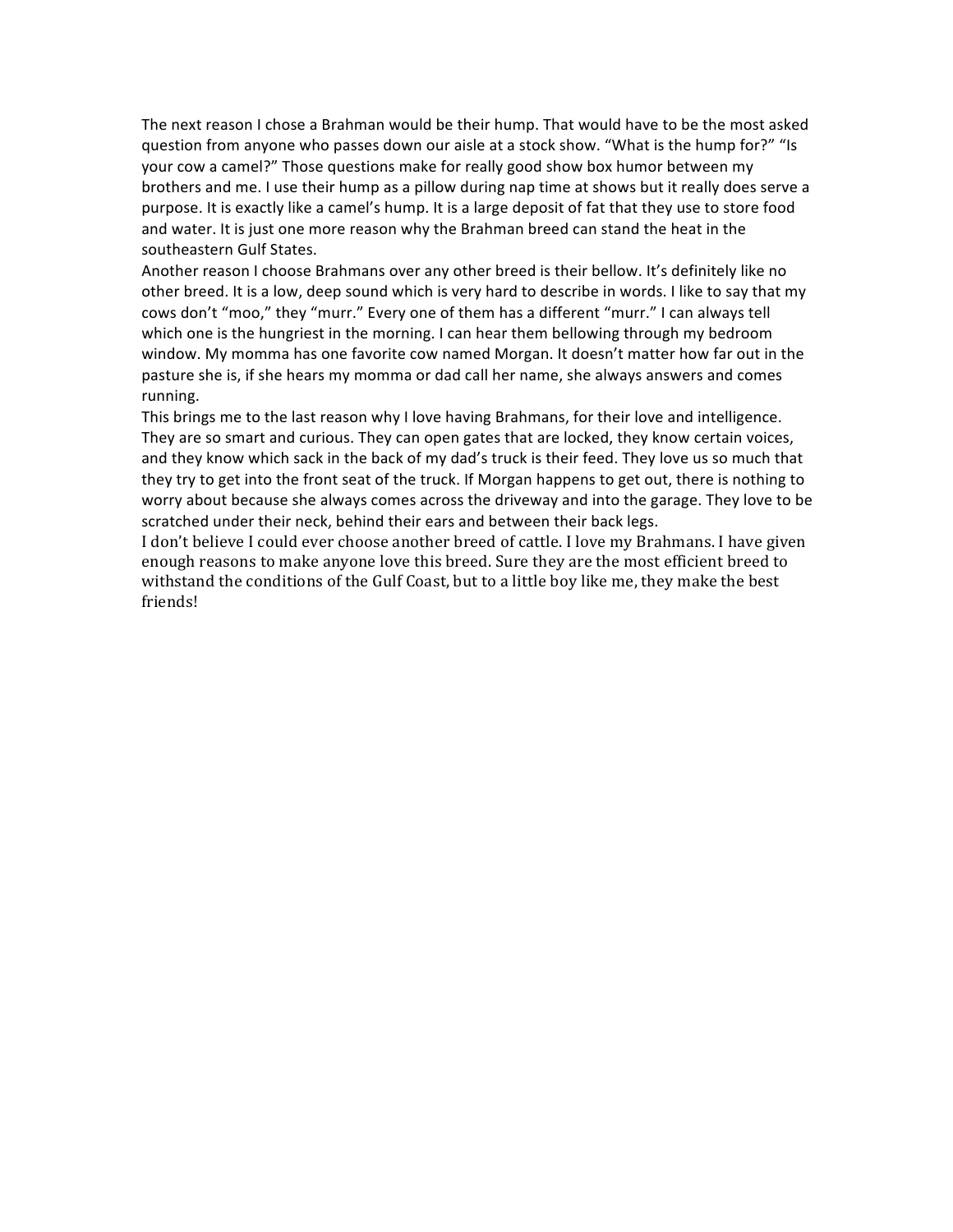The next reason I chose a Brahman would be their hump. That would have to be the most asked question from anyone who passes down our aisle at a stock show. "What is the hump for?" "Is your cow a camel?" Those questions make for really good show box humor between my brothers and me. I use their hump as a pillow during nap time at shows but it really does serve a purpose. It is exactly like a camel's hump. It is a large deposit of fat that they use to store food and water. It is just one more reason why the Brahman breed can stand the heat in the southeastern Gulf States.

Another reason I choose Brahmans over any other breed is their bellow. It's definitely like no other breed. It is a low, deep sound which is very hard to describe in words. I like to say that my cows don't "moo," they "murr." Every one of them has a different "murr." I can always tell which one is the hungriest in the morning. I can hear them bellowing through my bedroom window. My momma has one favorite cow named Morgan. It doesn't matter how far out in the pasture she is, if she hears my momma or dad call her name, she always answers and comes running.

This brings me to the last reason why I love having Brahmans, for their love and intelligence. They are so smart and curious. They can open gates that are locked, they know certain voices, and they know which sack in the back of my dad's truck is their feed. They love us so much that they try to get into the front seat of the truck. If Morgan happens to get out, there is nothing to worry about because she always comes across the driveway and into the garage. They love to be scratched under their neck, behind their ears and between their back legs.

I don't believe I could ever choose another breed of cattle. I love my Brahmans. I have given enough reasons to make anyone love this breed. Sure they are the most efficient breed to withstand the conditions of the Gulf Coast, but to a little boy like me, they make the best friends!